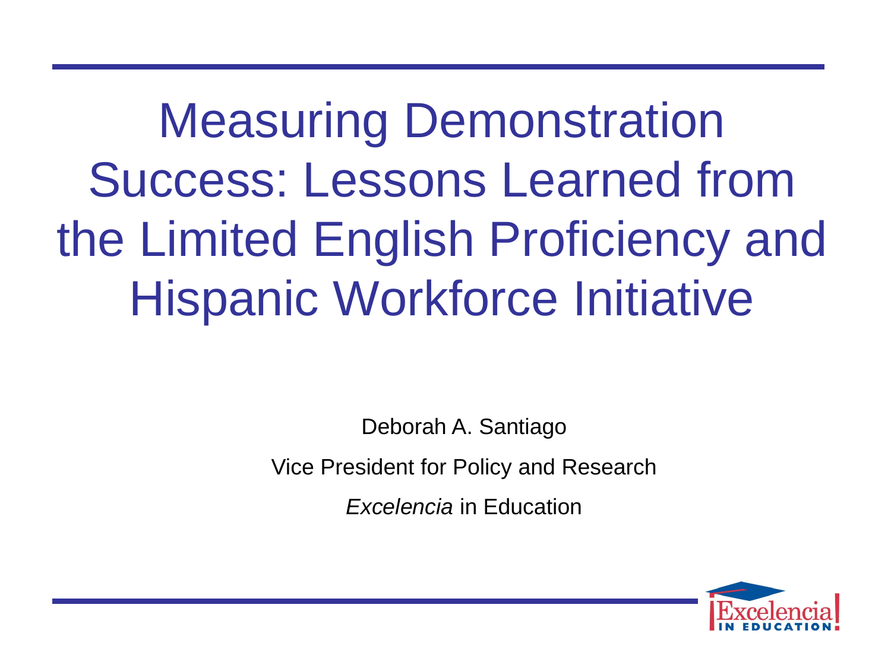# Measuring Demonstration Success: Lessons Learned from the Limited English Proficiency and Hispanic Workforce Initiative

Deborah A. Santiago

Vice President for Policy and Research

*Excelencia* in Education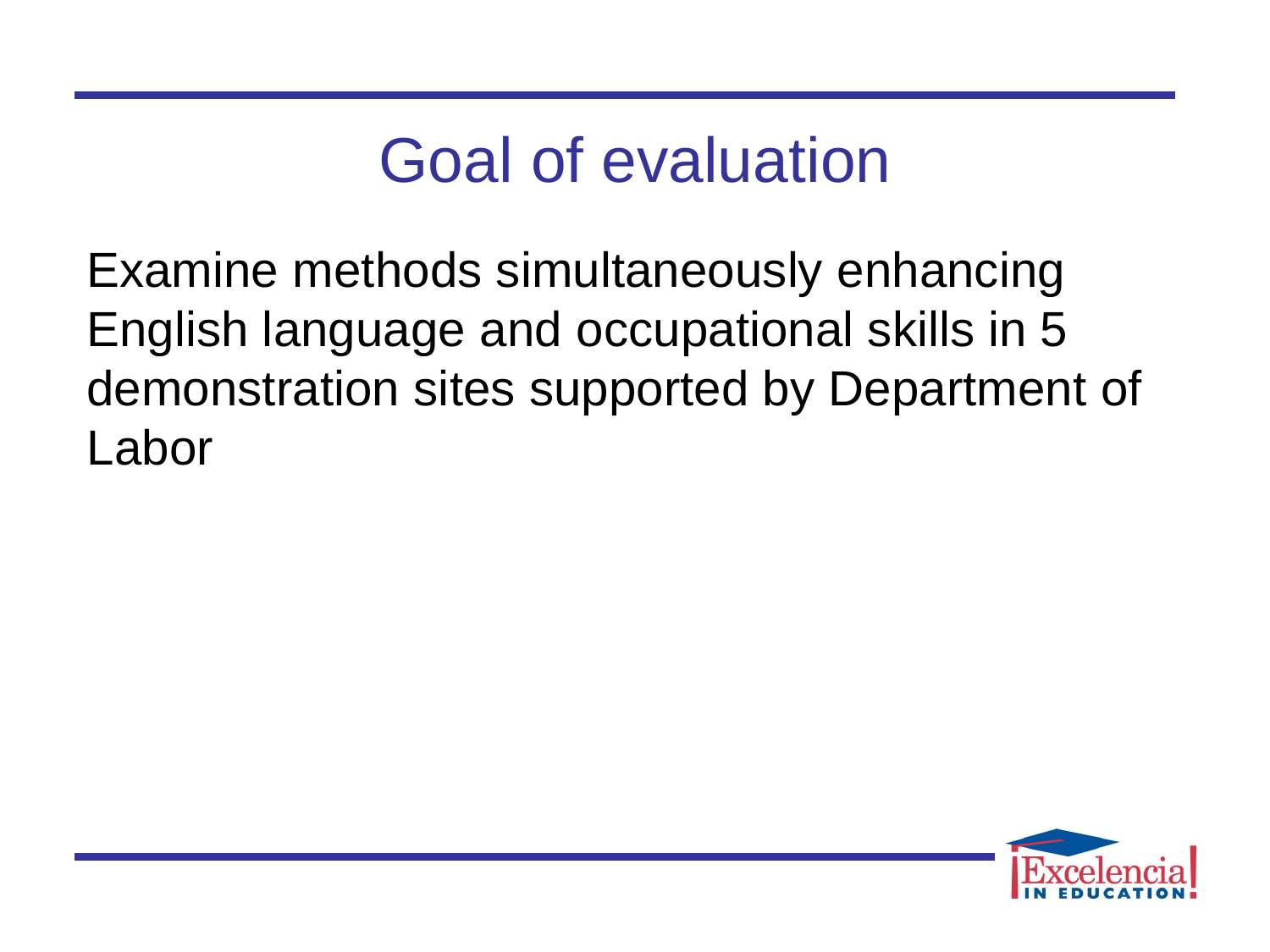# Goal of evaluation

Examine methods simultaneously enhancing English language and occupational skills in 5 demonstration sites supported by Department of Labor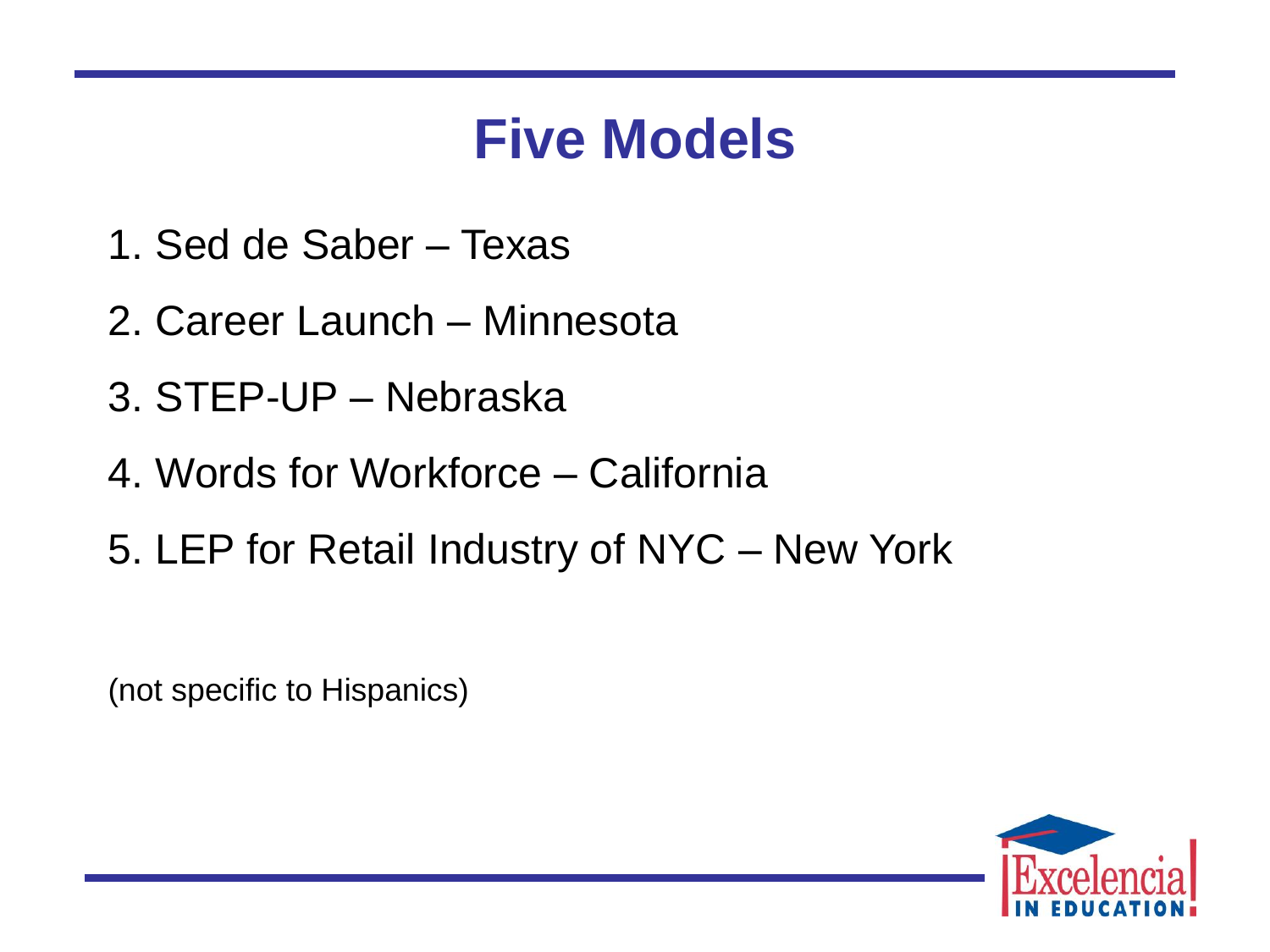# Five Models

1. Sed de Saber – Texas
2. Career Launch – Minnesota
3. STEP-UP – Nebraska
4. Words for Workforce – California
5. LEP for Retail Industry of NYC – New York

(not specific to Hispanics)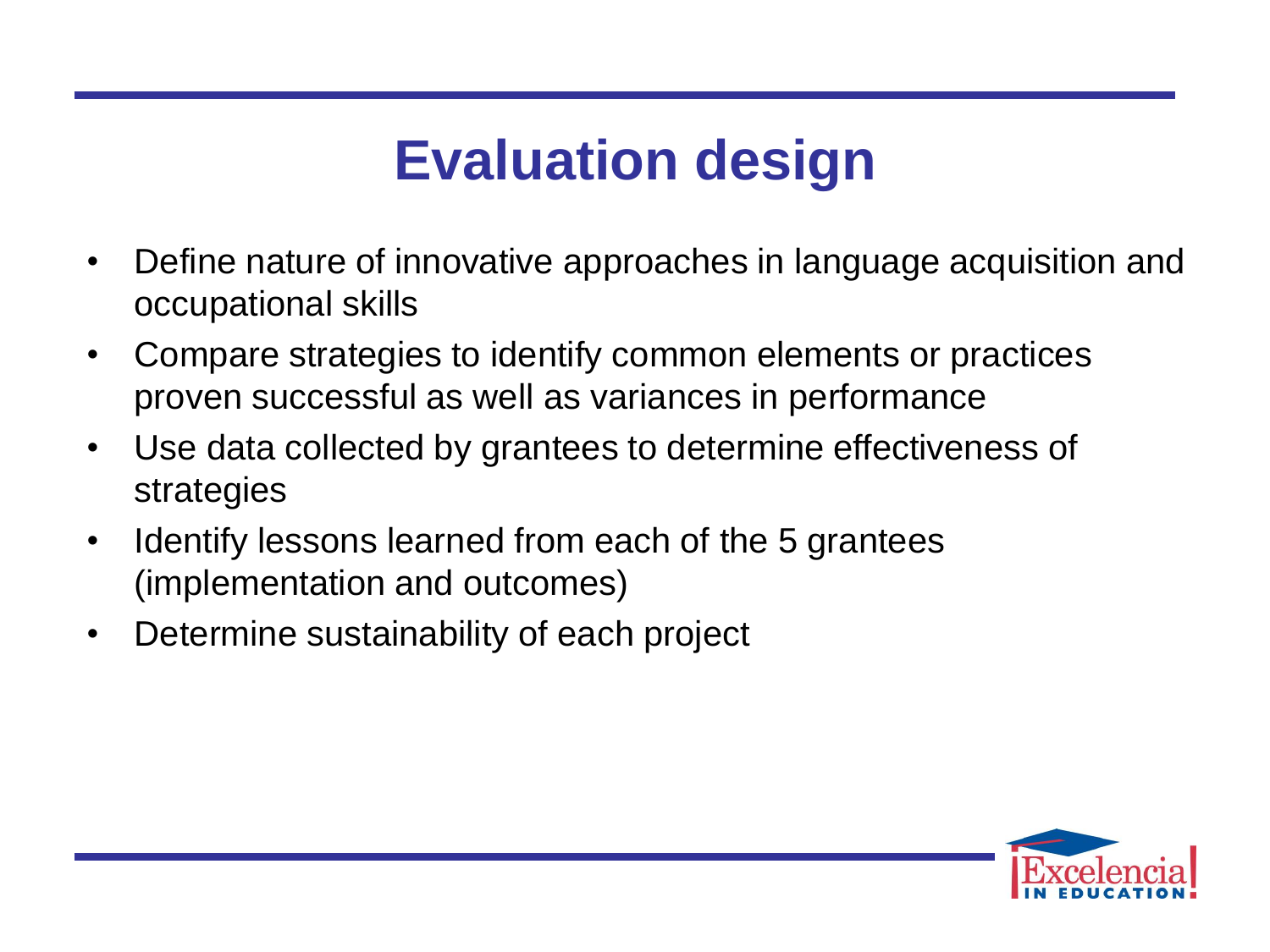# Evaluation design

- Define nature of innovative approaches in language acquisition and occupational skills
- Compare strategies to identify common elements or practices proven successful as well as variances in performance
- Use data collected by grantees to determine effectiveness of strategies
- Identify lessons learned from each of the 5 grantees (implementation and outcomes)
- Determine sustainability of each project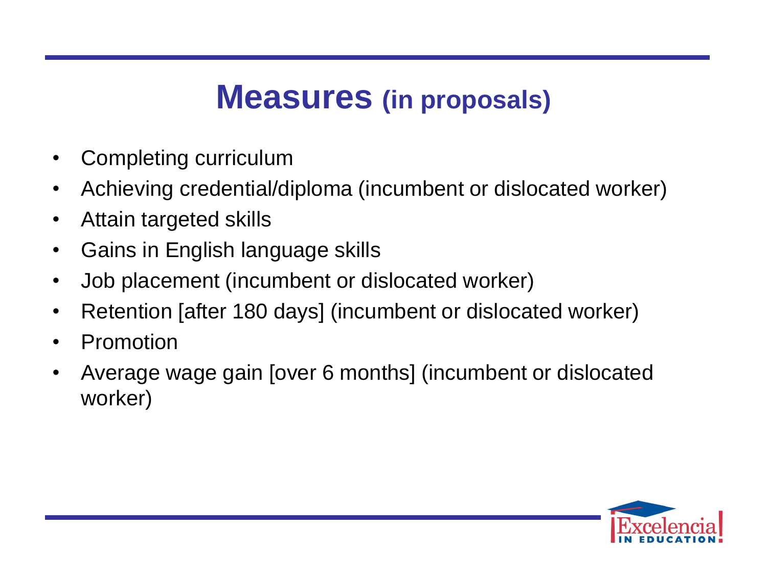# Measures (in proposals)

- Completing curriculum
- Achieving credential/diploma (incumbent or dislocated worker)
- Attain targeted skills
- Gains in English language skills
- Job placement (incumbent or dislocated worker)
- Retention [after 180 days] (incumbent or dislocated worker)
- Promotion
- Average wage gain [over 6 months] (incumbent or dislocated worker)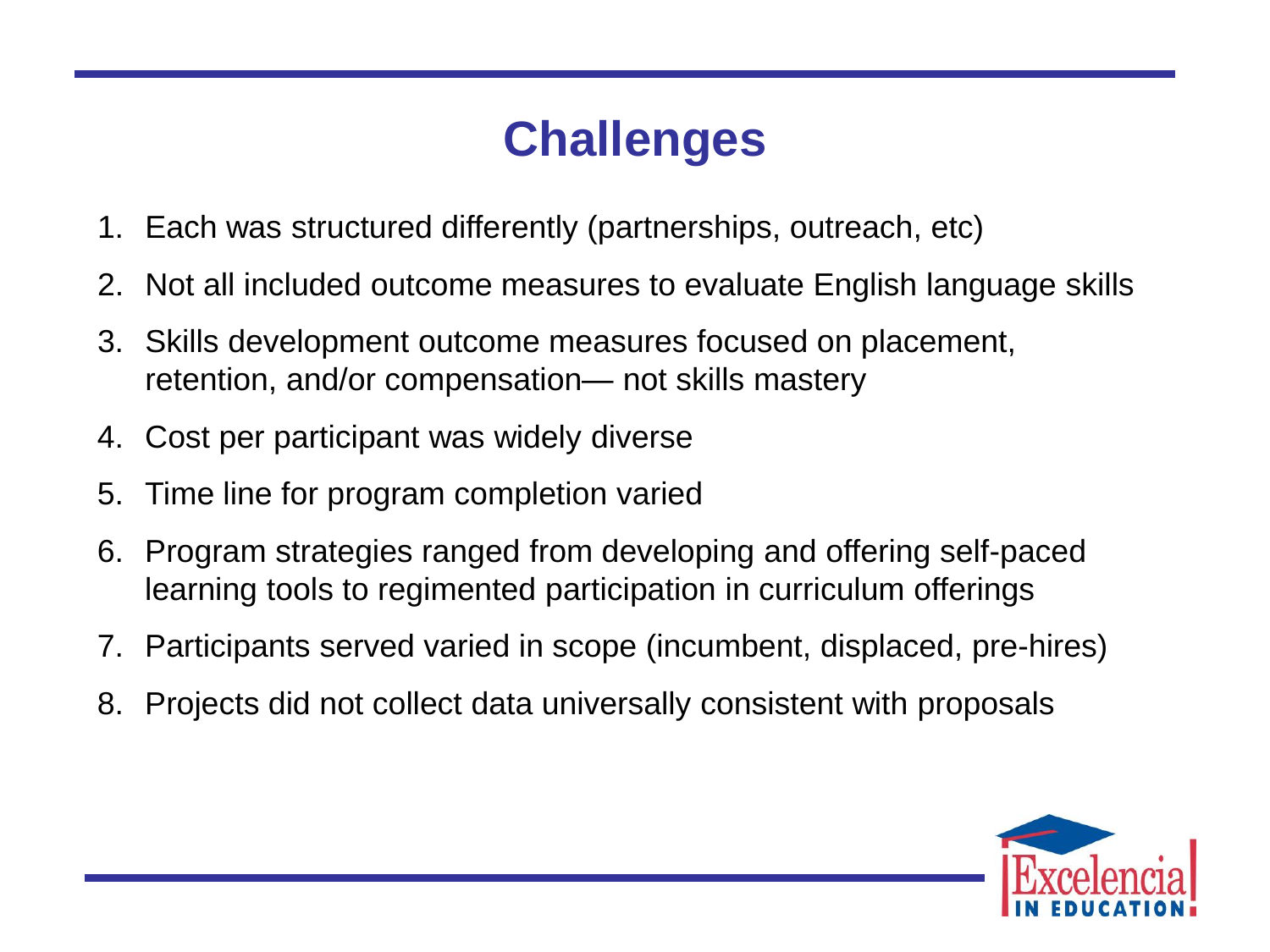# Challenges

1. Each was structured differently (partnerships, outreach, etc)
2. Not all included outcome measures to evaluate English language skills
3. Skills development outcome measures focused on placement, retention, and/or compensation— not skills mastery
4. Cost per participant was widely diverse
5. Time line for program completion varied
6. Program strategies ranged from developing and offering self-paced learning tools to regimented participation in curriculum offerings
7. Participants served varied in scope (incumbent, displaced, pre-hires)
8. Projects did not collect data universally consistent with proposals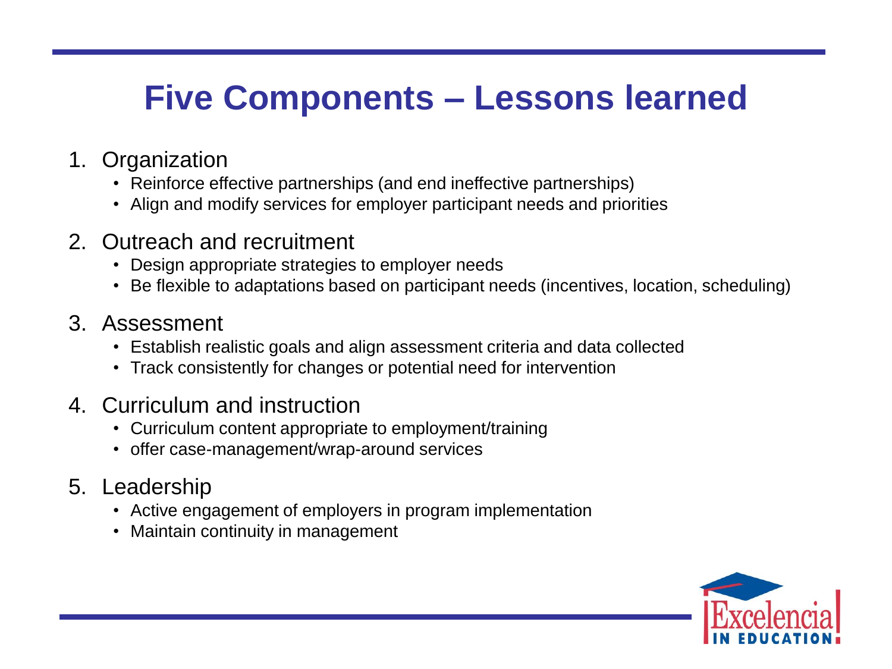# Five Components – Lessons learned

1. Organization
   - Reinforce effective partnerships (and end ineffective partnerships)
   - Align and modify services for employer participant needs and priorities
2. Outreach and recruitment
   - Design appropriate strategies to employer needs
   - Be flexible to adaptations based on participant needs (incentives, location, scheduling)
3. Assessment
   - Establish realistic goals and align assessment criteria and data collected
   - Track consistently for changes or potential need for intervention
4. Curriculum and instruction
   - Curriculum content appropriate to employment/training
   - offer case-management/wrap-around services
5. Leadership
   - Active engagement of employers in program implementation
   - Maintain continuity in management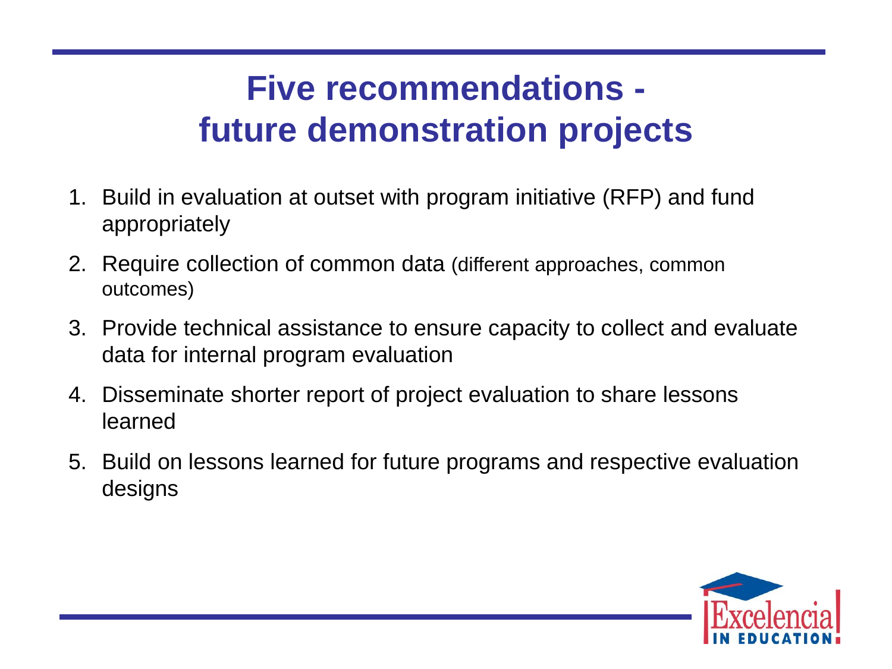# Five recommendations - future demonstration projects

1. Build in evaluation at outset with program initiative (RFP) and fund appropriately
2. Require collection of common data (different approaches, common outcomes)
3. Provide technical assistance to ensure capacity to collect and evaluate data for internal program evaluation
4. Disseminate shorter report of project evaluation to share lessons learned
5. Build on lessons learned for future programs and respective evaluation designs

Excelencia IN EDUCATION